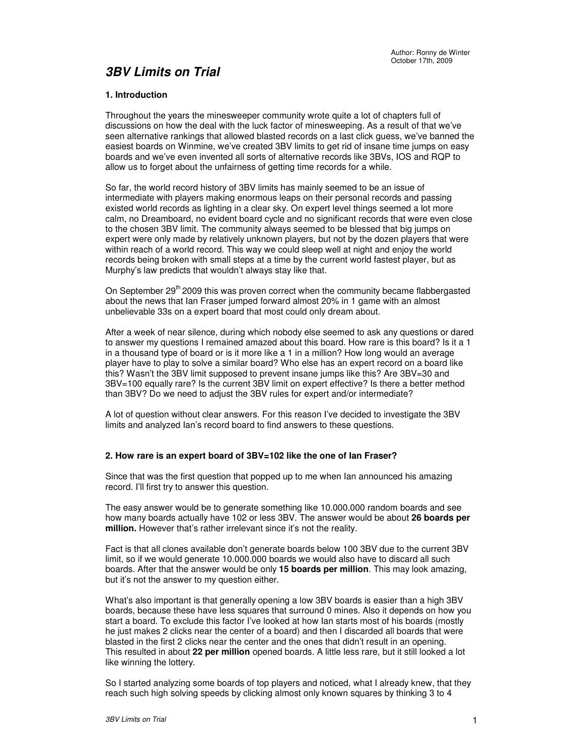Author: Ronny de Winter
October 17th, 2009

# 3BV Limits on Trial

## 1. Introduction

Throughout the years the minesweeper community wrote quite a lot of chapters full of discussions on how the deal with the luck factor of minesweeping. As a result of that we've seen alternative rankings that allowed blasted records on a last click guess, we've banned the easiest boards on Winmine, we've created 3BV limits to get rid of insane time jumps on easy boards and we've even invented all sorts of alternative records like 3BVs, IOS and RQP to allow us to forget about the unfairness of getting time records for a while.

So far, the world record history of 3BV limits has mainly seemed to be an issue of intermediate with players making enormous leaps on their personal records and passing existed world records as lighting in a clear sky. On expert level things seemed a lot more calm, no Dreamboard, no evident board cycle and no significant records that were even close to the chosen 3BV limit. The community always seemed to be blessed that big jumps on expert were only made by relatively unknown players, but not by the dozen players that were within reach of a world record. This way we could sleep well at night and enjoy the world records being broken with small steps at a time by the current world fastest player, but as Murphy's law predicts that wouldn't always stay like that.

On September 29th 2009 this was proven correct when the community became flabbergasted about the news that Ian Fraser jumped forward almost 20% in 1 game with an almost unbelievable 33s on a expert board that most could only dream about.

After a week of near silence, during which nobody else seemed to ask any questions or dared to answer my questions I remained amazed about this board. How rare is this board? Is it a 1 in a thousand type of board or is it more like a 1 in a million? How long would an average player have to play to solve a similar board? Who else has an expert record on a board like this? Wasn't the 3BV limit supposed to prevent insane jumps like this? Are 3BV=30 and 3BV=100 equally rare? Is the current 3BV limit on expert effective? Is there a better method than 3BV? Do we need to adjust the 3BV rules for expert and/or intermediate?

A lot of question without clear answers. For this reason I've decided to investigate the 3BV limits and analyzed Ian's record board to find answers to these questions.

## 2. How rare is an expert board of 3BV=102 like the one of Ian Fraser?

Since that was the first question that popped up to me when Ian announced his amazing record. I'll first try to answer this question.

The easy answer would be to generate something like 10.000.000 random boards and see how many boards actually have 102 or less 3BV. The answer would be about **26 boards per million.** However that's rather irrelevant since it's not the reality.

Fact is that all clones available don't generate boards below 100 3BV due to the current 3BV limit, so if we would generate 10.000.000 boards we would also have to discard all such boards. After that the answer would be only **15 boards per million**. This may look amazing, but it's not the answer to my question either.

What's also important is that generally opening a low 3BV boards is easier than a high 3BV boards, because these have less squares that surround 0 mines. Also it depends on how you start a board. To exclude this factor I've looked at how Ian starts most of his boards (mostly he just makes 2 clicks near the center of a board) and then I discarded all boards that were blasted in the first 2 clicks near the center and the ones that didn't result in an opening. This resulted in about **22 per million** opened boards. A little less rare, but it still looked a lot like winning the lottery.

So I started analyzing some boards of top players and noticed, what I already knew, that they reach such high solving speeds by clicking almost only known squares by thinking 3 to 4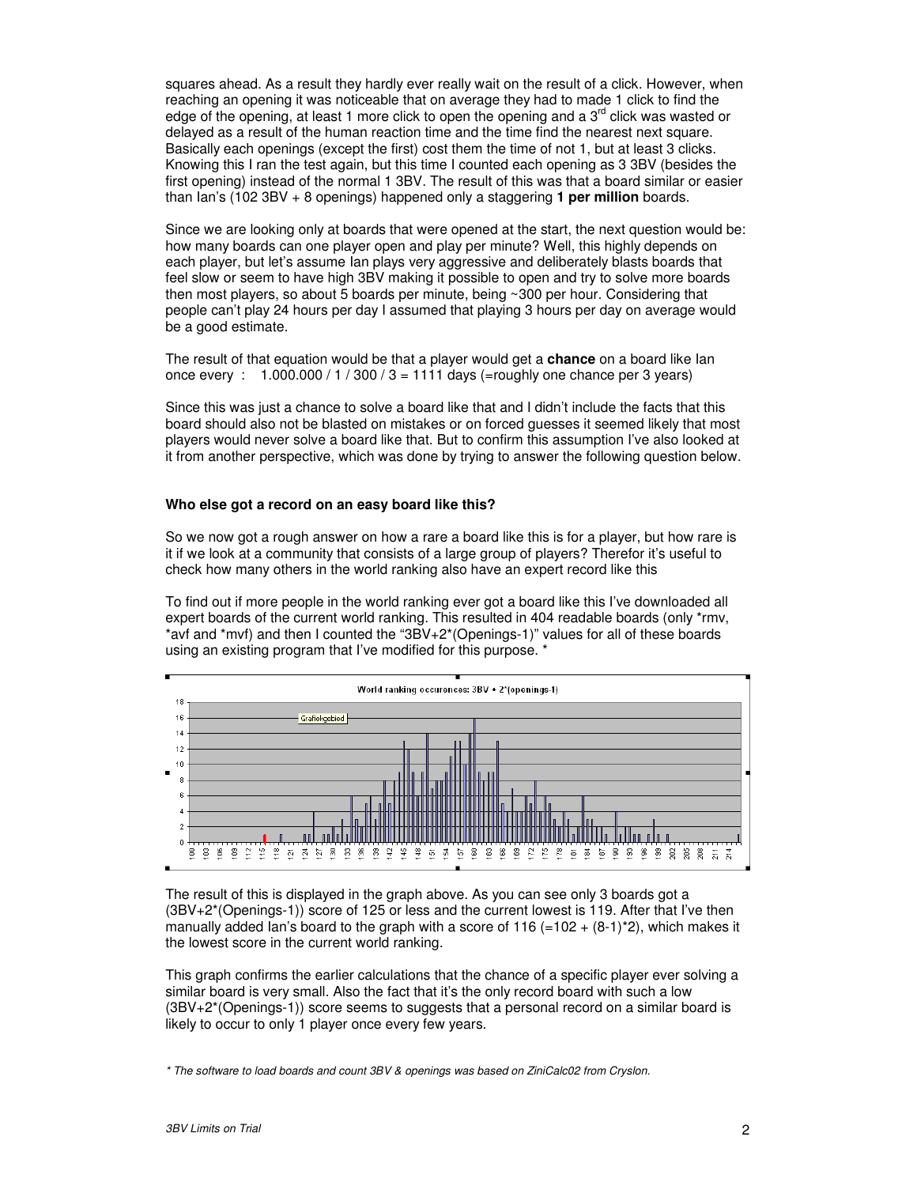squares ahead. As a result they hardly ever really wait on the result of a click. However, when reaching an opening it was noticeable that on average they had to made 1 click to find the edge of the opening, at least 1 more click to open the opening and a 3rd click was wasted or delayed as a result of the human reaction time and the time find the nearest next square. Basically each openings (except the first) cost them the time of not 1, but at least 3 clicks. Knowing this I ran the test again, but this time I counted each opening as 3 3BV (besides the first opening) instead of the normal 1 3BV. The result of this was that a board similar or easier than Ian's (102 3BV + 8 openings) happened only a staggering **1 per million** boards.

Since we are looking only at boards that were opened at the start, the next question would be: how many boards can one player open and play per minute? Well, this highly depends on each player, but let's assume Ian plays very aggressive and deliberately blasts boards that feel slow or seem to have high 3BV making it possible to open and try to solve more boards then most players, so about 5 boards per minute, being ~300 per hour. Considering that people can't play 24 hours per day I assumed that playing 3 hours per day on average would be a good estimate.

The result of that equation would be that a player would get a **chance** on a board like Ian once every : 1.000.000 / 1 / 300 / 3 = 1111 days (=roughly one chance per 3 years)

Since this was just a chance to solve a board like that and I didn't include the facts that this board should also not be blasted on mistakes or on forced guesses it seemed likely that most players would never solve a board like that. But to confirm this assumption I've also looked at it from another perspective, which was done by trying to answer the following question below.

### Who else got a record on an easy board like this?

So we now got a rough answer on how a rare a board like this is for a player, but how rare is it if we look at a community that consists of a large group of players? Therefor it's useful to check how many others in the world ranking also have an expert record like this

To find out if more people in the world ranking ever got a board like this I've downloaded all expert boards of the current world ranking. This resulted in 404 readable boards (only *rmv, *avf and *mvf) and then I counted the "3BV+2*(Openings-1)" values for all of these boards using an existing program that I've modified for this purpose. *

World ranking occurences: 3BV + 2*(openings-1)

The result of this is displayed in the graph above. As you can see only 3 boards got a (3BV+2*(Openings-1)) score of 125 or less and the current lowest is 119. After that I've then manually added Ian's board to the graph with a score of 116 (=102 + (8-1)*2), which makes it the lowest score in the current world ranking.

This graph confirms the earlier calculations that the chance of a specific player ever solving a similar board is very small. Also the fact that it's the only record board with such a low (3BV+2*(Openings-1)) score seems to suggests that a personal record on a similar board is likely to occur to only 1 player once every few years.

*\* The software to load boards and count 3BV & openings was based on ZiniCalc02 from Cryslon.*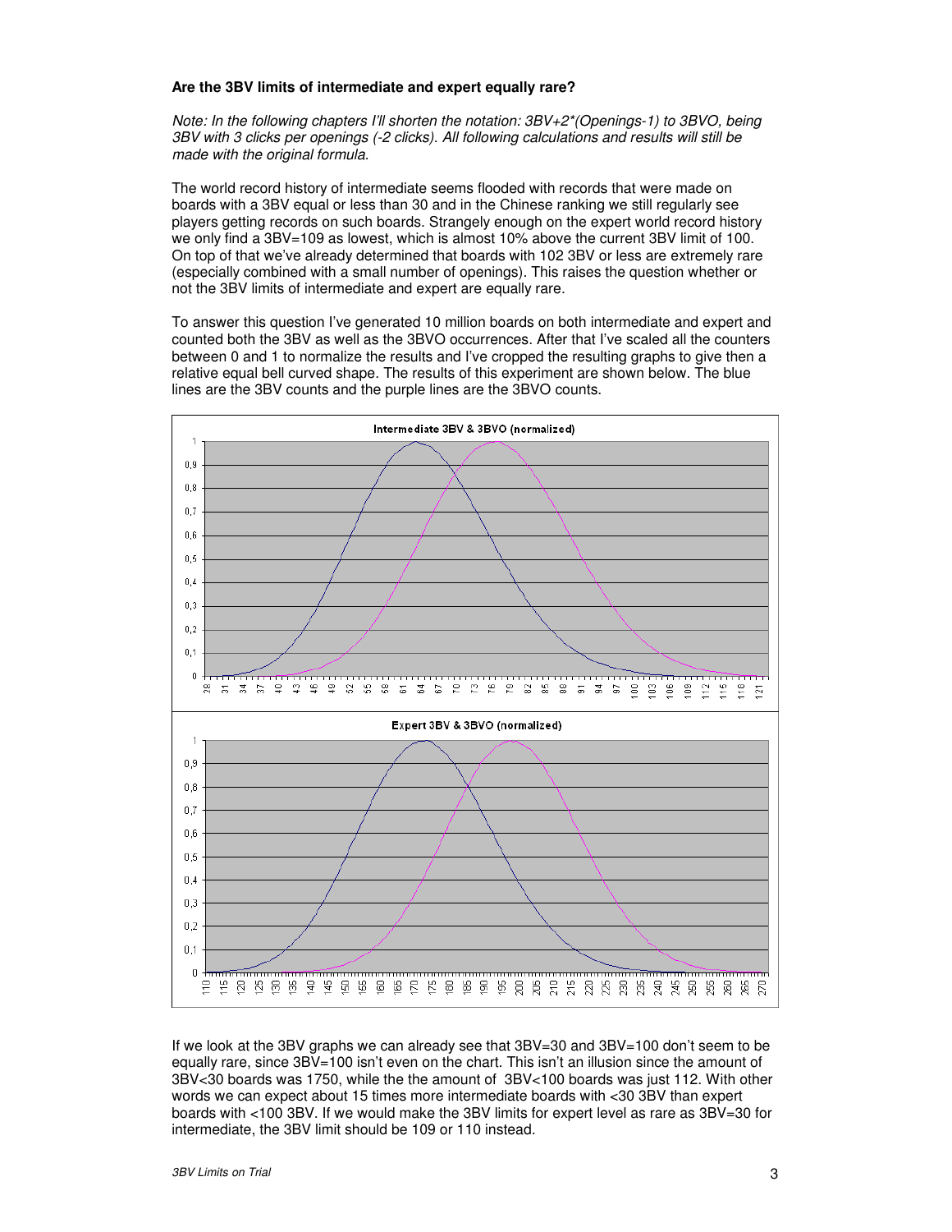**Are the 3BV limits of intermediate and expert equally rare?**

*Note: In the following chapters I'll shorten the notation: 3BV+2\*(Openings-1) to 3BVO, being 3BV with 3 clicks per openings (-2 clicks). All following calculations and results will still be made with the original formula.*

The world record history of intermediate seems flooded with records that were made on boards with a 3BV equal or less than 30 and in the Chinese ranking we still regularly see players getting records on such boards. Strangely enough on the expert world record history we only find a 3BV=109 as lowest, which is almost 10% above the current 3BV limit of 100. On top of that we've already determined that boards with 102 3BV or less are extremely rare (especially combined with a small number of openings). This raises the question whether or not the 3BV limits of intermediate and expert are equally rare.

To answer this question I've generated 10 million boards on both intermediate and expert and counted both the 3BV as well as the 3BVO occurrences. After that I've scaled all the counters between 0 and 1 to normalize the results and I've cropped the resulting graphs to give then a relative equal bell curved shape. The results of this experiment are shown below. The blue lines are the 3BV counts and the purple lines are the 3BVO counts.

If we look at the 3BV graphs we can already see that 3BV=30 and 3BV=100 don't seem to be equally rare, since 3BV=100 isn't even on the chart. This isn't an illusion since the amount of 3BV<30 boards was 1750, while the the amount of 3BV<100 boards was just 112. With other words we can expect about 15 times more intermediate boards with <30 3BV than expert boards with <100 3BV. If we would make the 3BV limits for expert level as rare as 3BV=30 for intermediate, the 3BV limit should be 109 or 110 instead.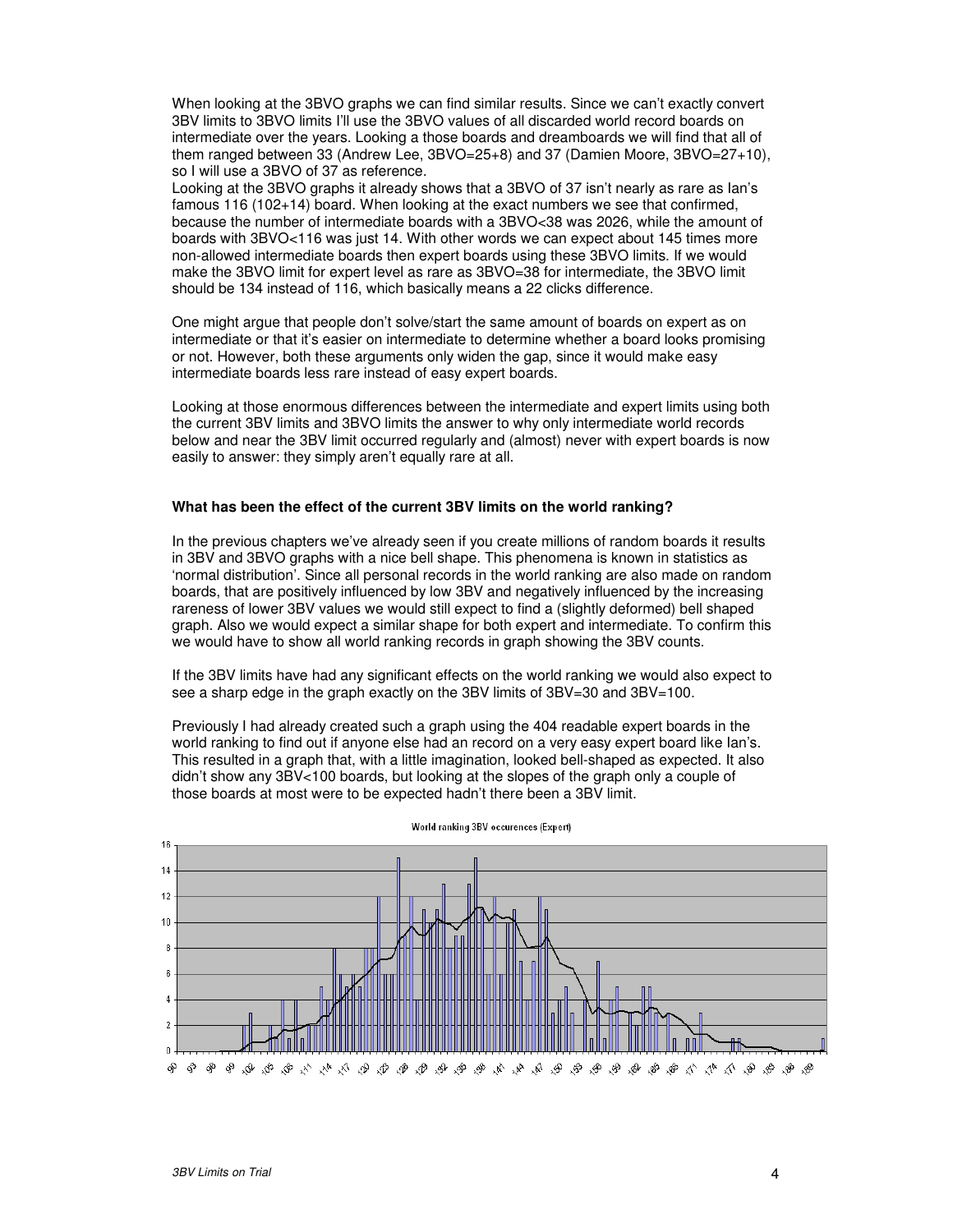When looking at the 3BVO graphs we can find similar results. Since we can't exactly convert 3BV limits to 3BVO limits I'll use the 3BVO values of all discarded world record boards on intermediate over the years. Looking a those boards and dreamboards we will find that all of them ranged between 33 (Andrew Lee, 3BVO=25+8) and 37 (Damien Moore, 3BVO=27+10), so I will use a 3BVO of 37 as reference.

Looking at the 3BVO graphs it already shows that a 3BVO of 37 isn't nearly as rare as Ian's famous 116 (102+14) board. When looking at the exact numbers we see that confirmed, because the number of intermediate boards with a 3BVO<38 was 2026, while the amount of boards with 3BVO<116 was just 14. With other words we can expect about 145 times more non-allowed intermediate boards then expert boards using these 3BVO limits. If we would make the 3BVO limit for expert level as rare as 3BVO=38 for intermediate, the 3BVO limit should be 134 instead of 116, which basically means a 22 clicks difference.

One might argue that people don't solve/start the same amount of boards on expert as on intermediate or that it's easier on intermediate to determine whether a board looks promising or not. However, both these arguments only widen the gap, since it would make easy intermediate boards less rare instead of easy expert boards.

Looking at those enormous differences between the intermediate and expert limits using both the current 3BV limits and 3BVO limits the answer to why only intermediate world records below and near the 3BV limit occurred regularly and (almost) never with expert boards is now easily to answer: they simply aren't equally rare at all.

**What has been the effect of the current 3BV limits on the world ranking?**

In the previous chapters we've already seen if you create millions of random boards it results in 3BV and 3BVO graphs with a nice bell shape. This phenomena is known in statistics as 'normal distribution'. Since all personal records in the world ranking are also made on random boards, that are positively influenced by low 3BV and negatively influenced by the increasing rareness of lower 3BV values we would still expect to find a (slightly deformed) bell shaped graph. Also we would expect a similar shape for both expert and intermediate. To confirm this we would have to show all world ranking records in graph showing the 3BV counts.

If the 3BV limits have had any significant effects on the world ranking we would also expect to see a sharp edge in the graph exactly on the 3BV limits of 3BV=30 and 3BV=100.

Previously I had already created such a graph using the 404 readable expert boards in the world ranking to find out if anyone else had an record on a very easy expert board like Ian's. This resulted in a graph that, with a little imagination, looked bell-shaped as expected. It also didn't show any 3BV<100 boards, but looking at the slopes of the graph only a couple of those boards at most were to be expected hadn't there been a 3BV limit.

World ranking 3BV occurences (Expert)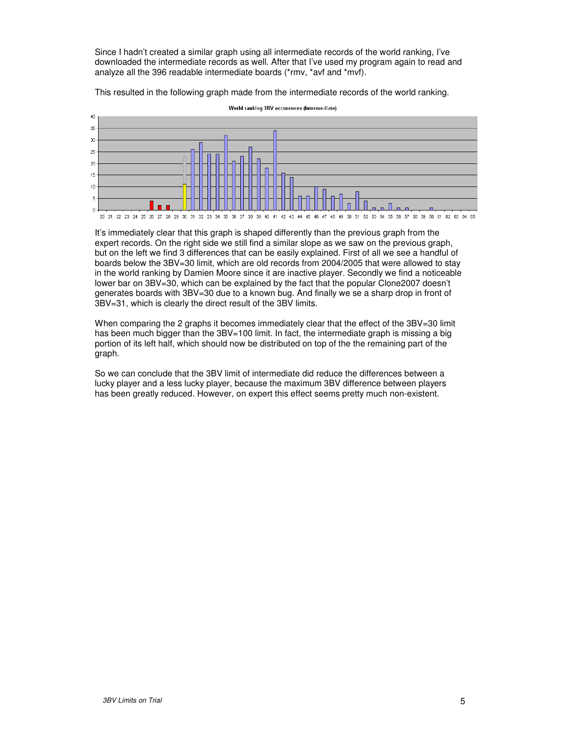Since I hadn't created a similar graph using all intermediate records of the world ranking, I've downloaded the intermediate records as well. After that I've used my program again to read and analyze all the 396 readable intermediate boards (*rmv, *avf and *mvf).

This resulted in the following graph made from the intermediate records of the world ranking.

It's immediately clear that this graph is shaped differently than the previous graph from the expert records. On the right side we still find a similar slope as we saw on the previous graph, but on the left we find 3 differences that can be easily explained. First of all we see a handful of boards below the 3BV=30 limit, which are old records from 2004/2005 that were allowed to stay in the world ranking by Damien Moore since it are inactive player. Secondly we find a noticeable lower bar on 3BV=30, which can be explained by the fact that the popular Clone2007 doesn't generates boards with 3BV=30 due to a known bug. And finally we se a sharp drop in front of 3BV=31, which is clearly the direct result of the 3BV limits.

When comparing the 2 graphs it becomes immediately clear that the effect of the 3BV=30 limit has been much bigger than the 3BV=100 limit. In fact, the intermediate graph is missing a big portion of its left half, which should now be distributed on top of the the remaining part of the graph.

So we can conclude that the 3BV limit of intermediate did reduce the differences between a lucky player and a less lucky player, because the maximum 3BV difference between players has been greatly reduced. However, on expert this effect seems pretty much non-existent.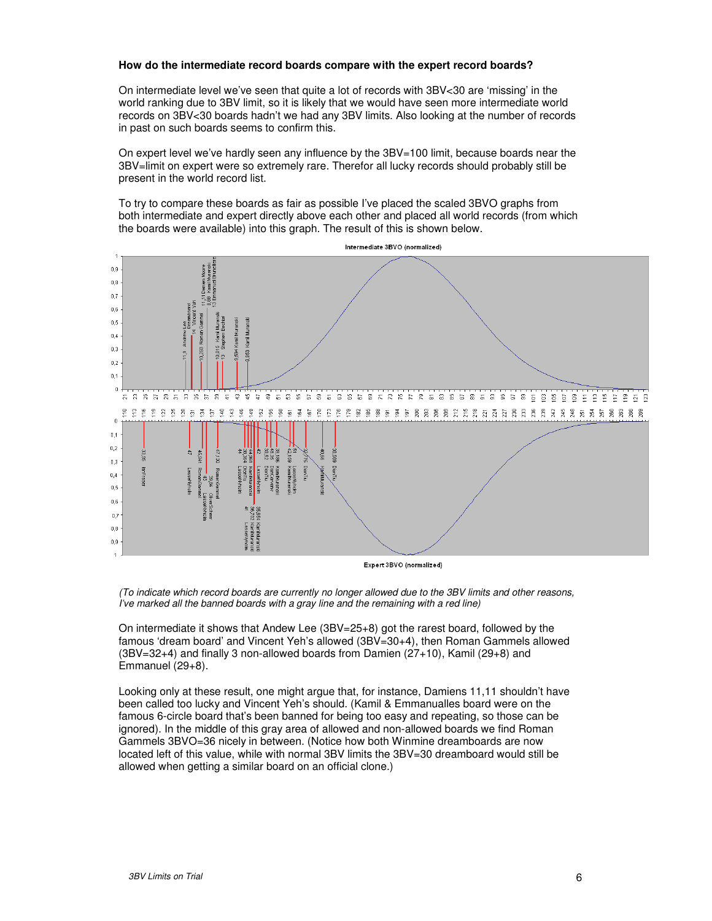**How do the intermediate record boards compare with the expert record boards?**

On intermediate level we've seen that quite a lot of records with 3BV<30 are 'missing' in the world ranking due to 3BV limit, so it is likely that we would have seen more intermediate world records on 3BV<30 boards hadn't we had any 3BV limits. Also looking at the number of records in past on such boards seems to confirm this.

On expert level we've hardly seen any influence by the 3BV=100 limit, because boards near the 3BV=limit on expert were so extremely rare. Therefor all lucky records should probably still be present in the world record list.

To try to compare these boards as fair as possible I've placed the scaled 3BVO graphs from both intermediate and expert directly above each other and placed all world records (from which the boards were available) into this graph. The result of this is shown below.

*(To indicate which record boards are currently no longer allowed due to the 3BV limits and other reasons, I've marked all the banned boards with a gray line and the remaining with a red line)*

On intermediate it shows that Andew Lee (3BV=25+8) got the rarest board, followed by the famous 'dream board' and Vincent Yeh's allowed (3BV=30+4), then Roman Gammels allowed (3BV=32+4) and finally 3 non-allowed boards from Damien (27+10), Kamil (29+8) and Emmanuel (29+8).

Looking only at these result, one might argue that, for instance, Damiens 11,11 shouldn't have been called too lucky and Vincent Yeh's should. (Kamil & Emmanualles board were on the famous 6-circle board that's been banned for being too easy and repeating, so those can be ignored). In the middle of this gray area of allowed and non-allowed boards we find Roman Gammels 3BVO=36 nicely in between. (Notice how both Winmine dreamboards are now located left of this value, while with normal 3BV limits the 3BV=30 dreamboard would still be allowed when getting a similar board on an official clone.)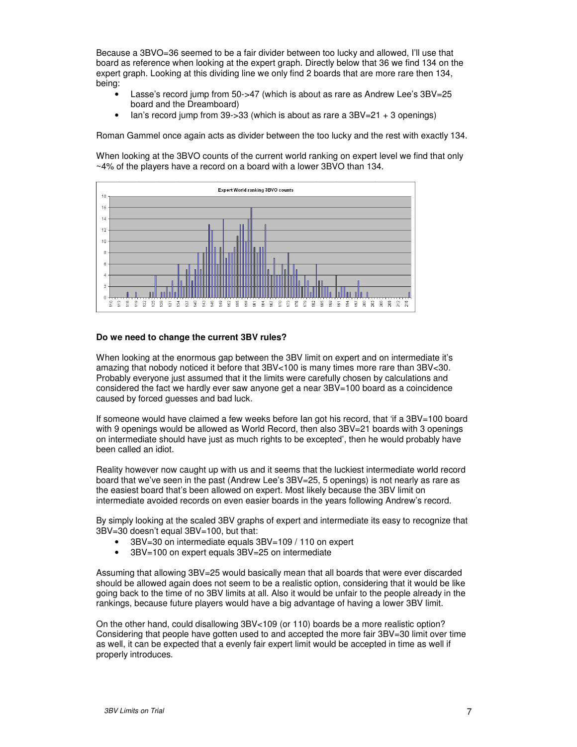Because a 3BVO=36 seemed to be a fair divider between too lucky and allowed, I'll use that board as reference when looking at the expert graph. Directly below that 36 we find 134 on the expert graph. Looking at this dividing line we only find 2 boards that are more rare then 134, being:

- Lasse's record jump from 50->47 (which is about as rare as Andrew Lee's 3BV=25 board and the Dreamboard)
- Ian's record jump from 39->33 (which is about as rare a 3BV=21 + 3 openings)

Roman Gammel once again acts as divider between the too lucky and the rest with exactly 134.

When looking at the 3BVO counts of the current world ranking on expert level we find that only ~4% of the players have a record on a board with a lower 3BVO than 134.

Expert World ranking 3BVO counts

**Do we need to change the current 3BV rules?**

When looking at the enormous gap between the 3BV limit on expert and on intermediate it's amazing that nobody noticed it before that 3BV<100 is many times more rare than 3BV<30. Probably everyone just assumed that it the limits were carefully chosen by calculations and considered the fact we hardly ever saw anyone get a near 3BV=100 board as a coincidence caused by forced guesses and bad luck.

If someone would have claimed a few weeks before Ian got his record, that 'if a 3BV=100 board with 9 openings would be allowed as World Record, then also 3BV=21 boards with 3 openings on intermediate should have just as much rights to be excepted', then he would probably have been called an idiot.

Reality however now caught up with us and it seems that the luckiest intermediate world record board that we've seen in the past (Andrew Lee's 3BV=25, 5 openings) is not nearly as rare as the easiest board that's been allowed on expert. Most likely because the 3BV limit on intermediate avoided records on even easier boards in the years following Andrew's record.

By simply looking at the scaled 3BV graphs of expert and intermediate its easy to recognize that 3BV=30 doesn't equal 3BV=100, but that:

- 3BV=30 on intermediate equals 3BV=109 / 110 on expert
- 3BV=100 on expert equals 3BV=25 on intermediate

Assuming that allowing 3BV=25 would basically mean that all boards that were ever discarded should be allowed again does not seem to be a realistic option, considering that it would be like going back to the time of no 3BV limits at all. Also it would be unfair to the people already in the rankings, because future players would have a big advantage of having a lower 3BV limit.

On the other hand, could disallowing 3BV<109 (or 110) boards be a more realistic option? Considering that people have gotten used to and accepted the more fair 3BV=30 limit over time as well, it can be expected that a evenly fair expert limit would be accepted in time as well if properly introduces.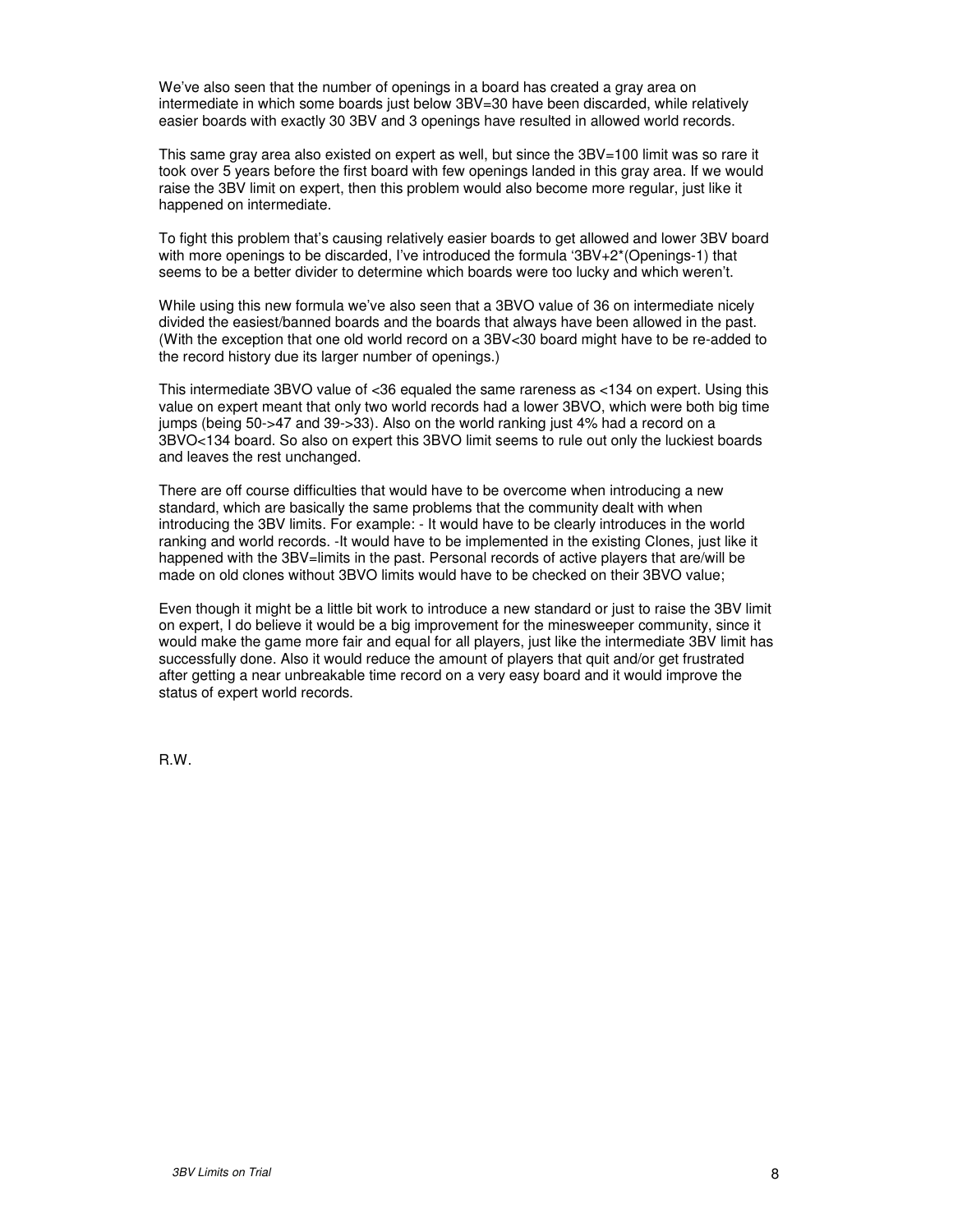We've also seen that the number of openings in a board has created a gray area on intermediate in which some boards just below 3BV=30 have been discarded, while relatively easier boards with exactly 30 3BV and 3 openings have resulted in allowed world records.

This same gray area also existed on expert as well, but since the 3BV=100 limit was so rare it took over 5 years before the first board with few openings landed in this gray area. If we would raise the 3BV limit on expert, then this problem would also become more regular, just like it happened on intermediate.

To fight this problem that's causing relatively easier boards to get allowed and lower 3BV board with more openings to be discarded, I've introduced the formula '3BV+2*(Openings-1) that seems to be a better divider to determine which boards were too lucky and which weren't.

While using this new formula we've also seen that a 3BVO value of 36 on intermediate nicely divided the easiest/banned boards and the boards that always have been allowed in the past. (With the exception that one old world record on a 3BV<30 board might have to be re-added to the record history due its larger number of openings.)

This intermediate 3BVO value of <36 equaled the same rareness as <134 on expert. Using this value on expert meant that only two world records had a lower 3BVO, which were both big time jumps (being 50->47 and 39->33). Also on the world ranking just 4% had a record on a 3BVO<134 board. So also on expert this 3BVO limit seems to rule out only the luckiest boards and leaves the rest unchanged.

There are off course difficulties that would have to be overcome when introducing a new standard, which are basically the same problems that the community dealt with when introducing the 3BV limits. For example: - It would have to be clearly introduces in the world ranking and world records. -It would have to be implemented in the existing Clones, just like it happened with the 3BV=limits in the past. Personal records of active players that are/will be made on old clones without 3BVO limits would have to be checked on their 3BVO value;

Even though it might be a little bit work to introduce a new standard or just to raise the 3BV limit on expert, I do believe it would be a big improvement for the minesweeper community, since it would make the game more fair and equal for all players, just like the intermediate 3BV limit has successfully done. Also it would reduce the amount of players that quit and/or get frustrated after getting a near unbreakable time record on a very easy board and it would improve the status of expert world records.

R.W.